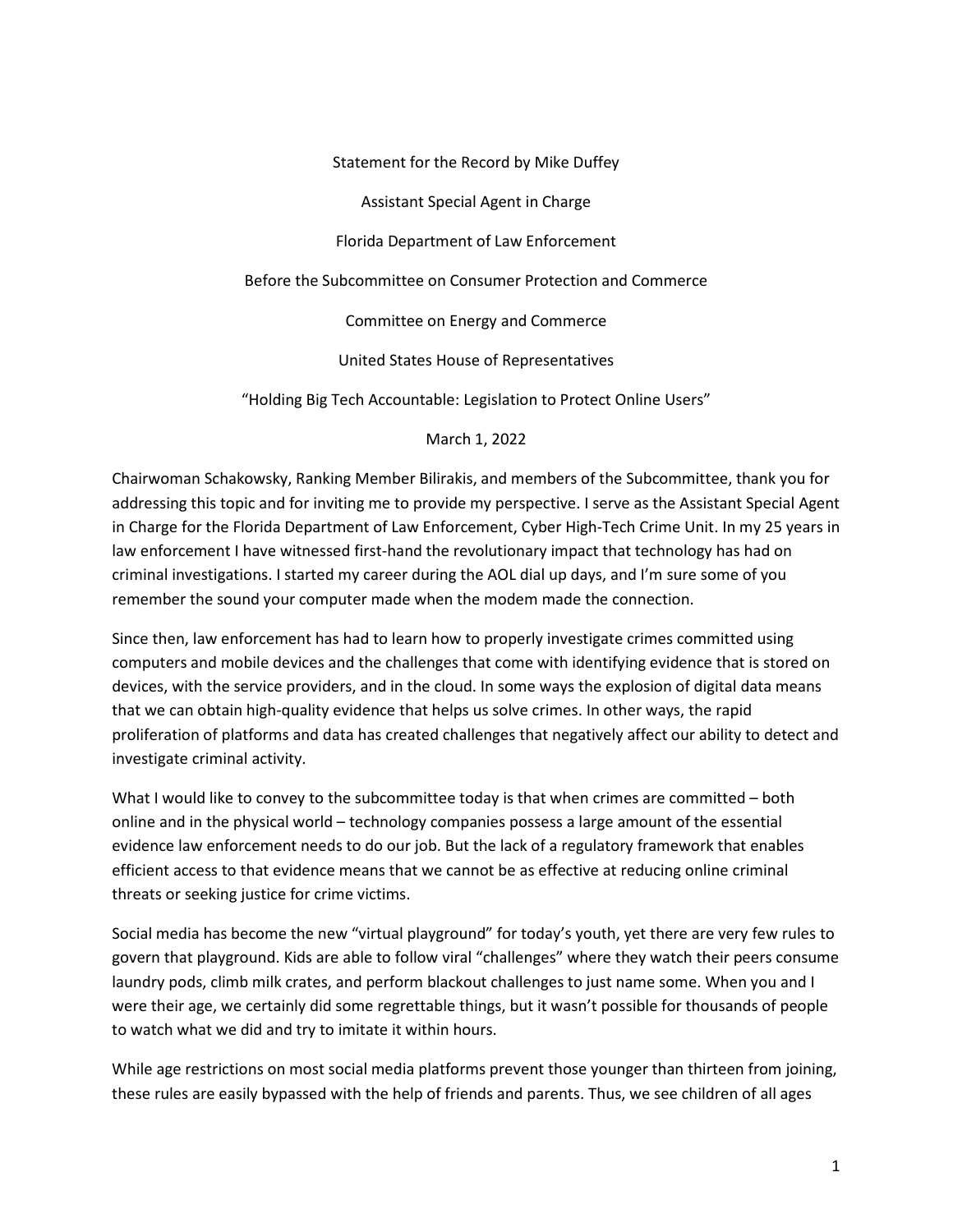Statement for the Record by Mike Duffey

Assistant Special Agent in Charge

Florida Department of Law Enforcement

Before the Subcommittee on Consumer Protection and Commerce

Committee on Energy and Commerce

United States House of Representatives

"Holding Big Tech Accountable: Legislation to Protect Online Users"

March 1, 2022

Chairwoman Schakowsky, Ranking Member Bilirakis, and members of the Subcommittee, thank you for addressing this topic and for inviting me to provide my perspective. I serve as the Assistant Special Agent in Charge for the Florida Department of Law Enforcement, Cyber High-Tech Crime Unit. In my 25 years in law enforcement I have witnessed first-hand the revolutionary impact that technology has had on criminal investigations. I started my career during the AOL dial up days, and I'm sure some of you remember the sound your computer made when the modem made the connection.

Since then, law enforcement has had to learn how to properly investigate crimes committed using computers and mobile devices and the challenges that come with identifying evidence that is stored on devices, with the service providers, and in the cloud. In some ways the explosion of digital data means that we can obtain high-quality evidence that helps us solve crimes. In other ways, the rapid proliferation of platforms and data has created challenges that negatively affect our ability to detect and investigate criminal activity.

What I would like to convey to the subcommittee today is that when crimes are committed – both online and in the physical world – technology companies possess a large amount of the essential evidence law enforcement needs to do our job. But the lack of a regulatory framework that enables efficient access to that evidence means that we cannot be as effective at reducing online criminal threats or seeking justice for crime victims.

Social media has become the new "virtual playground" for today's youth, yet there are very few rules to govern that playground. Kids are able to follow viral "challenges" where they watch their peers consume laundry pods, climb milk crates, and perform blackout challenges to just name some. When you and I were their age, we certainly did some regrettable things, but it wasn't possible for thousands of people to watch what we did and try to imitate it within hours.

While age restrictions on most social media platforms prevent those younger than thirteen from joining, these rules are easily bypassed with the help of friends and parents. Thus, we see children of all ages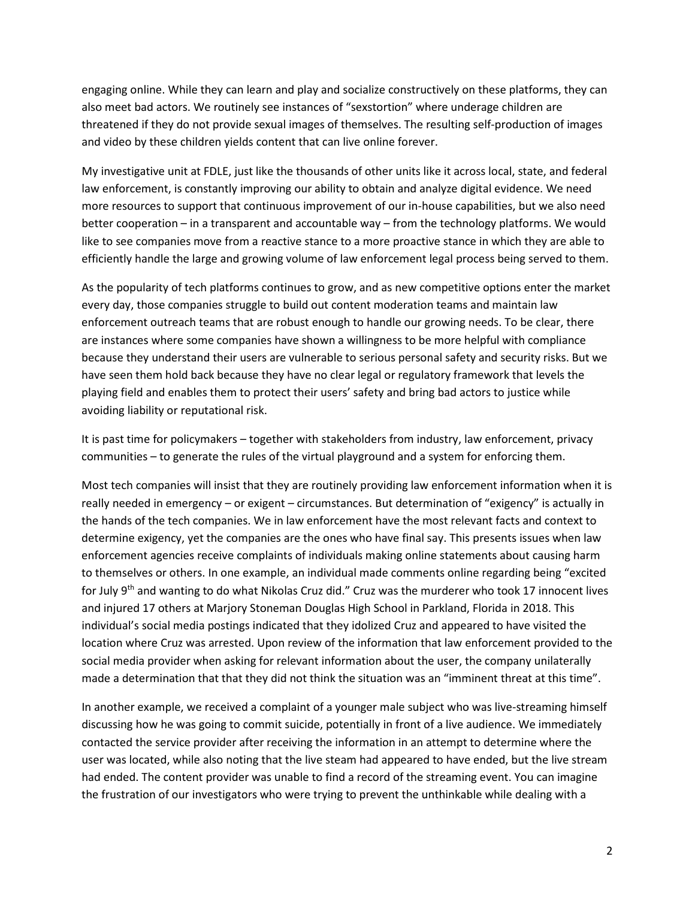engaging online. While they can learn and play and socialize constructively on these platforms, they can also meet bad actors. We routinely see instances of "sexstortion" where underage children are threatened if they do not provide sexual images of themselves. The resulting self-production of images and video by these children yields content that can live online forever.

My investigative unit at FDLE, just like the thousands of other units like it across local, state, and federal law enforcement, is constantly improving our ability to obtain and analyze digital evidence. We need more resources to support that continuous improvement of our in-house capabilities, but we also need better cooperation – in a transparent and accountable way – from the technology platforms. We would like to see companies move from a reactive stance to a more proactive stance in which they are able to efficiently handle the large and growing volume of law enforcement legal process being served to them.

As the popularity of tech platforms continues to grow, and as new competitive options enter the market every day, those companies struggle to build out content moderation teams and maintain law enforcement outreach teams that are robust enough to handle our growing needs. To be clear, there are instances where some companies have shown a willingness to be more helpful with compliance because they understand their users are vulnerable to serious personal safety and security risks. But we have seen them hold back because they have no clear legal or regulatory framework that levels the playing field and enables them to protect their users' safety and bring bad actors to justice while avoiding liability or reputational risk.

It is past time for policymakers – together with stakeholders from industry, law enforcement, privacy communities – to generate the rules of the virtual playground and a system for enforcing them.

Most tech companies will insist that they are routinely providing law enforcement information when it is really needed in emergency – or exigent – circumstances. But determination of "exigency" is actually in the hands of the tech companies. We in law enforcement have the most relevant facts and context to determine exigency, yet the companies are the ones who have final say. This presents issues when law enforcement agencies receive complaints of individuals making online statements about causing harm to themselves or others. In one example, an individual made comments online regarding being "excited for July 9th and wanting to do what Nikolas Cruz did." Cruz was the murderer who took 17 innocent lives and injured 17 others at Marjory Stoneman Douglas High School in Parkland, Florida in 2018. This individual's social media postings indicated that they idolized Cruz and appeared to have visited the location where Cruz was arrested. Upon review of the information that law enforcement provided to the social media provider when asking for relevant information about the user, the company unilaterally made a determination that that they did not think the situation was an "imminent threat at this time".

In another example, we received a complaint of a younger male subject who was live-streaming himself discussing how he was going to commit suicide, potentially in front of a live audience. We immediately contacted the service provider after receiving the information in an attempt to determine where the user was located, while also noting that the live steam had appeared to have ended, but the live stream had ended. The content provider was unable to find a record of the streaming event. You can imagine the frustration of our investigators who were trying to prevent the unthinkable while dealing with a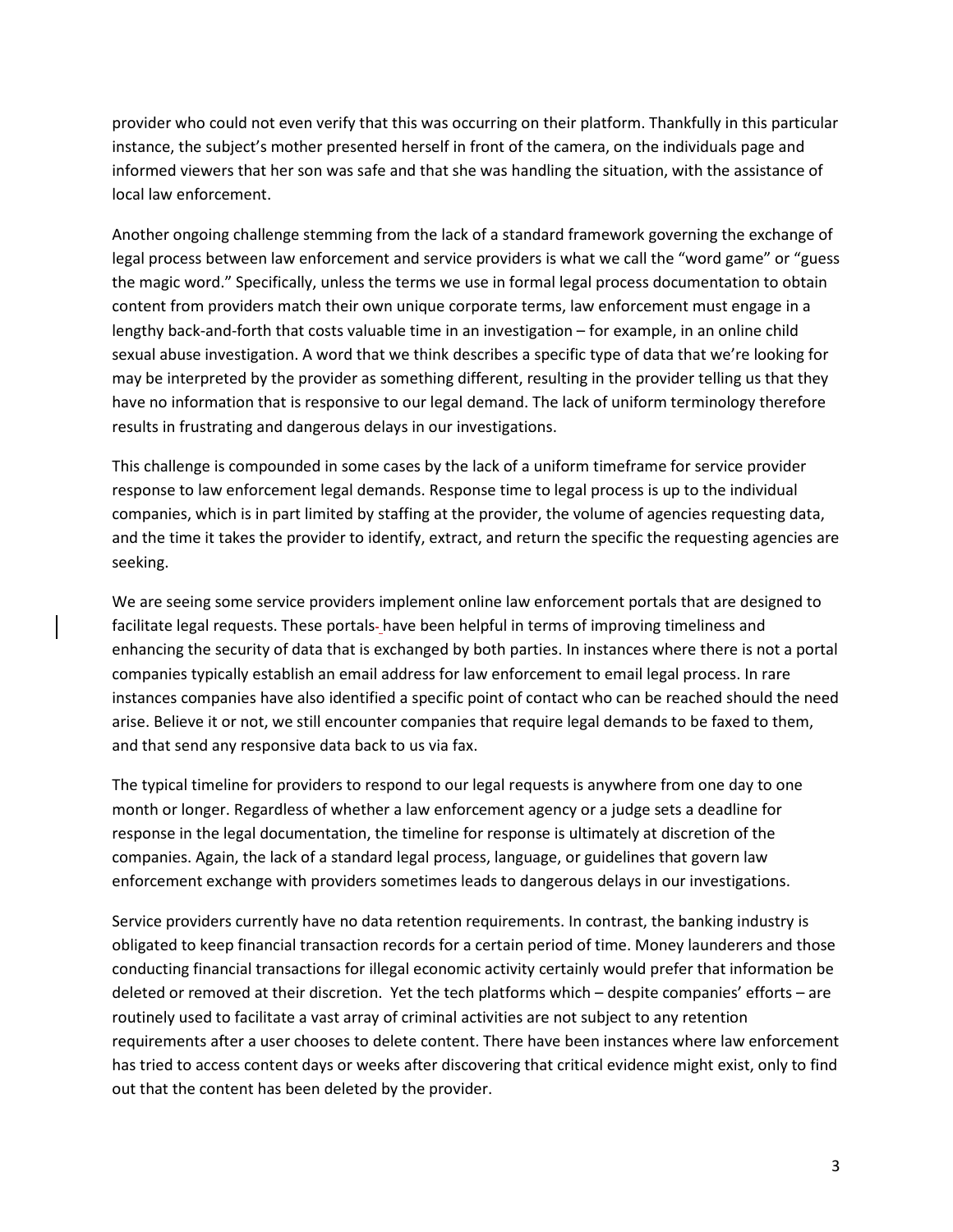provider who could not even verify that this was occurring on their platform. Thankfully in this particular instance, the subject's mother presented herself in front of the camera, on the individuals page and informed viewers that her son was safe and that she was handling the situation, with the assistance of local law enforcement.

Another ongoing challenge stemming from the lack of a standard framework governing the exchange of legal process between law enforcement and service providers is what we call the "word game" or "guess the magic word." Specifically, unless the terms we use in formal legal process documentation to obtain content from providers match their own unique corporate terms, law enforcement must engage in a lengthy back-and-forth that costs valuable time in an investigation – for example, in an online child sexual abuse investigation. A word that we think describes a specific type of data that we're looking for may be interpreted by the provider as something different, resulting in the provider telling us that they have no information that is responsive to our legal demand. The lack of uniform terminology therefore results in frustrating and dangerous delays in our investigations.

This challenge is compounded in some cases by the lack of a uniform timeframe for service provider response to law enforcement legal demands. Response time to legal process is up to the individual companies, which is in part limited by staffing at the provider, the volume of agencies requesting data, and the time it takes the provider to identify, extract, and return the specific the requesting agencies are seeking.

We are seeing some service providers implement online law enforcement portals that are designed to facilitate legal requests. These portals have been helpful in terms of improving timeliness and enhancing the security of data that is exchanged by both parties. In instances where there is not a portal companies typically establish an email address for law enforcement to email legal process. In rare instances companies have also identified a specific point of contact who can be reached should the need arise. Believe it or not, we still encounter companies that require legal demands to be faxed to them, and that send any responsive data back to us via fax.

The typical timeline for providers to respond to our legal requests is anywhere from one day to one month or longer. Regardless of whether a law enforcement agency or a judge sets a deadline for response in the legal documentation, the timeline for response is ultimately at discretion of the companies. Again, the lack of a standard legal process, language, or guidelines that govern law enforcement exchange with providers sometimes leads to dangerous delays in our investigations.

Service providers currently have no data retention requirements. In contrast, the banking industry is obligated to keep financial transaction records for a certain period of time. Money launderers and those conducting financial transactions for illegal economic activity certainly would prefer that information be deleted or removed at their discretion. Yet the tech platforms which – despite companies' efforts – are routinely used to facilitate a vast array of criminal activities are not subject to any retention requirements after a user chooses to delete content. There have been instances where law enforcement has tried to access content days or weeks after discovering that critical evidence might exist, only to find out that the content has been deleted by the provider.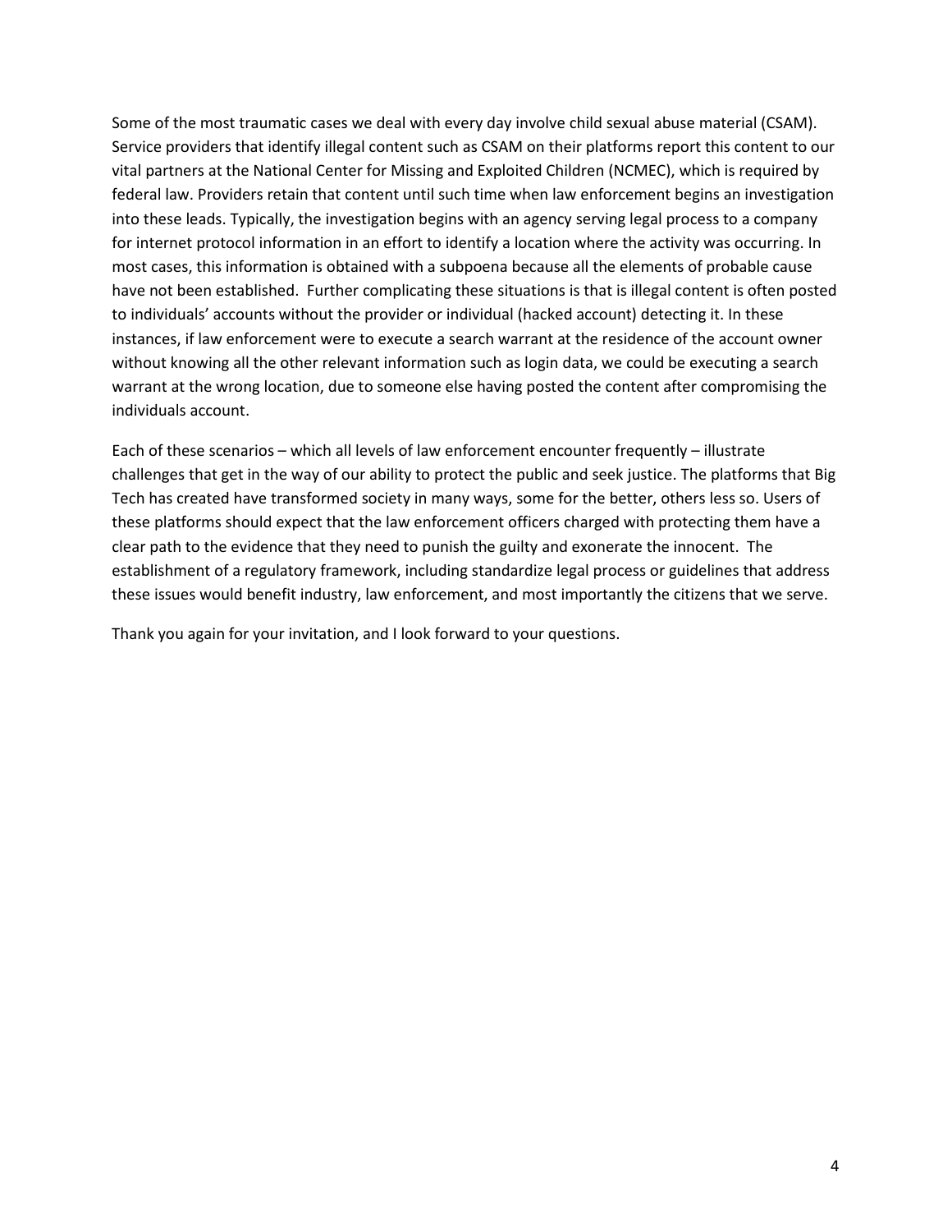Some of the most traumatic cases we deal with every day involve child sexual abuse material (CSAM). Service providers that identify illegal content such as CSAM on their platforms report this content to our vital partners at the National Center for Missing and Exploited Children (NCMEC), which is required by federal law. Providers retain that content until such time when law enforcement begins an investigation into these leads. Typically, the investigation begins with an agency serving legal process to a company for internet protocol information in an effort to identify a location where the activity was occurring. In most cases, this information is obtained with a subpoena because all the elements of probable cause have not been established. Further complicating these situations is that is illegal content is often posted to individuals' accounts without the provider or individual (hacked account) detecting it. In these instances, if law enforcement were to execute a search warrant at the residence of the account owner without knowing all the other relevant information such as login data, we could be executing a search warrant at the wrong location, due to someone else having posted the content after compromising the individuals account.

Each of these scenarios – which all levels of law enforcement encounter frequently – illustrate challenges that get in the way of our ability to protect the public and seek justice. The platforms that Big Tech has created have transformed society in many ways, some for the better, others less so. Users of these platforms should expect that the law enforcement officers charged with protecting them have a clear path to the evidence that they need to punish the guilty and exonerate the innocent. The establishment of a regulatory framework, including standardize legal process or guidelines that address these issues would benefit industry, law enforcement, and most importantly the citizens that we serve.

Thank you again for your invitation, and I look forward to your questions.